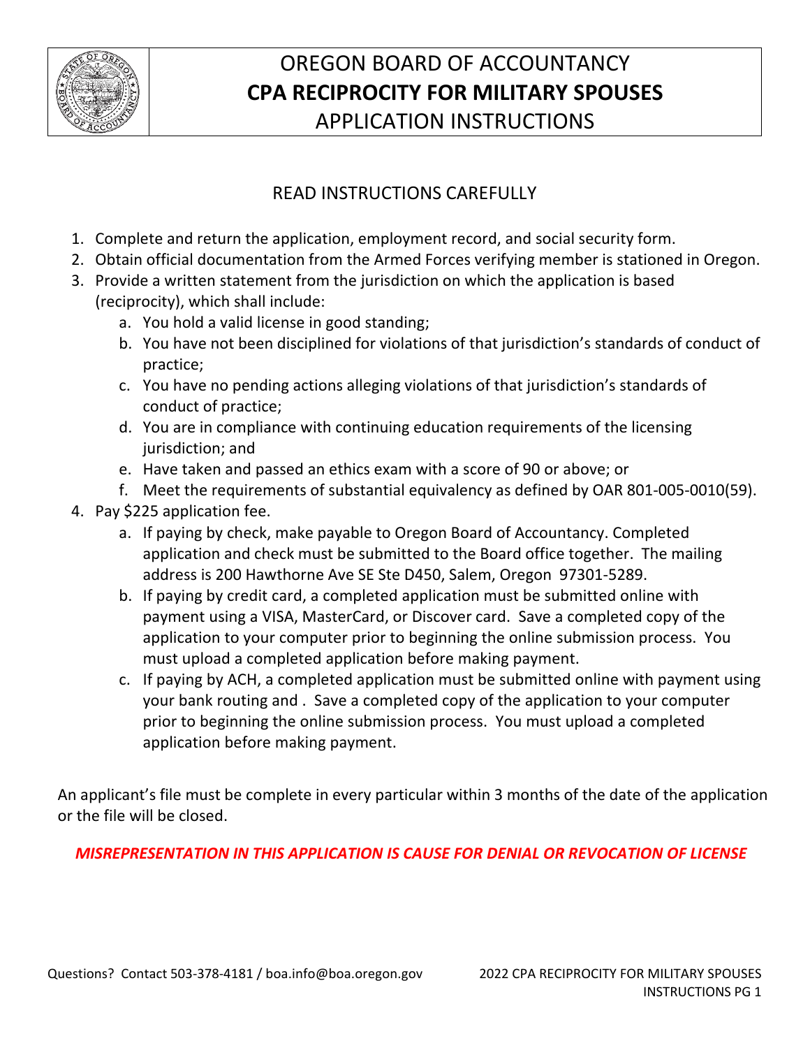# OREGON BOARD OF ACCOUNTANCY
# **CPA RECIPROCITY FOR MILITARY SPOUSES**
## APPLICATION INSTRUCTIONS

### READ INSTRUCTIONS CAREFULLY

1. Complete and return the application, employment record, and social security form.
2. Obtain official documentation from the Armed Forces verifying member is stationed in Oregon.
3. Provide a written statement from the jurisdiction on which the application is based (reciprocity), which shall include:
    a. You hold a valid license in good standing;
    b. You have not been disciplined for violations of that jurisdiction's standards of conduct of practice;
    c. You have no pending actions alleging violations of that jurisdiction's standards of conduct of practice;
    d. You are in compliance with continuing education requirements of the licensing jurisdiction; and
    e. Have taken and passed an ethics exam with a score of 90 or above; or
    f. Meet the requirements of substantial equivalency as defined by OAR 801-005-0010(59).
4. Pay $225 application fee.
    a. If paying by check, make payable to Oregon Board of Accountancy. Completed application and check must be submitted to the Board office together. The mailing address is 200 Hawthorne Ave SE Ste D450, Salem, Oregon 97301-5289.
    b. If paying by credit card, a completed application must be submitted online with payment using a VISA, MasterCard, or Discover card. Save a completed copy of the application to your computer prior to beginning the online submission process. You must upload a completed application before making payment.
    c. If paying by ACH, a completed application must be submitted online with payment using your bank routing and . Save a completed copy of the application to your computer prior to beginning the online submission process. You must upload a completed application before making payment.

An applicant's file must be complete in every particular within 3 months of the date of the application or the file will be closed.

***MISREPRESENTATION IN THIS APPLICATION IS CAUSE FOR DENIAL OR REVOCATION OF LICENSE***

Questions? Contact 503-378-4181 / boa.info@boa.oregon.gov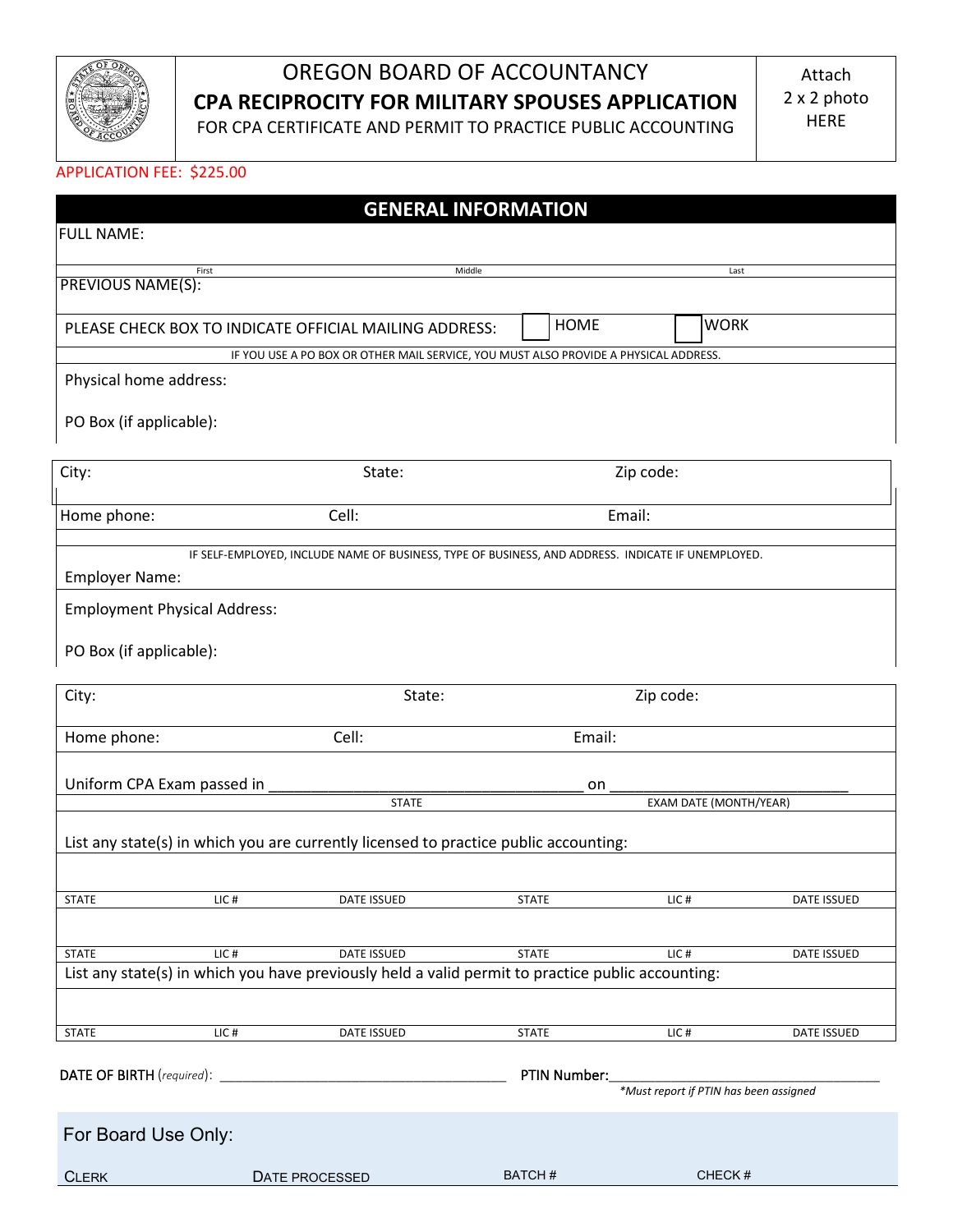# OREGON BOARD OF ACCOUNTANCY

## CPA RECIPROCITY FOR MILITARY SPOUSES APPLICATION

FOR CPA CERTIFICATE AND PERMIT TO PRACTICE PUBLIC ACCOUNTING

Attach 2 x 2 photo HERE

APPLICATION FEE: $225.00

## GENERAL INFORMATION

FULL NAME:

| First | Middle | Last |
|---|---|---|
| | | |

PREVIOUS NAME(S):

PLEASE CHECK BOX TO INDICATE OFFICIAL MAILING ADDRESS: ☐ HOME ☐ WORK

IF YOU USE A PO BOX OR OTHER MAIL SERVICE, YOU MUST ALSO PROVIDE A PHYSICAL ADDRESS.

Physical home address:

PO Box (if applicable):

| City: | State: | Zip code: |
|---|---|---|
| Home phone: | Cell: | Email: |

IF SELF-EMPLOYED, INCLUDE NAME OF BUSINESS, TYPE OF BUSINESS, AND ADDRESS. INDICATE IF UNEMPLOYED.

Employer Name:

Employment Physical Address:

PO Box (if applicable):

| City: | State: | Zip code: |
|---|---|---|
| Home phone: | Cell: | Email: |

Uniform CPA Exam passed in ______________________________ on ______________________________
STATE EXAM DATE (MONTH/YEAR)

List any state(s) in which you are currently licensed to practice public accounting:

| STATE | LIC # | DATE ISSUED | STATE | LIC # | DATE ISSUED |
|---|---|---|---|---|---|
| | | | | | |
| | | | | | |

List any state(s) in which you have previously held a valid permit to practice public accounting:

| STATE | LIC # | DATE ISSUED | STATE | LIC # | DATE ISSUED |
|---|---|---|---|---|---|
| | | | | | |

DATE OF BIRTH (*required*): ______________________________ PTIN Number: ______________________________
*\*Must report if PTIN has been assigned*

For Board Use Only:

| CLERK | DATE PROCESSED | BATCH # | CHECK # |
|---|---|---|---|
| | | | |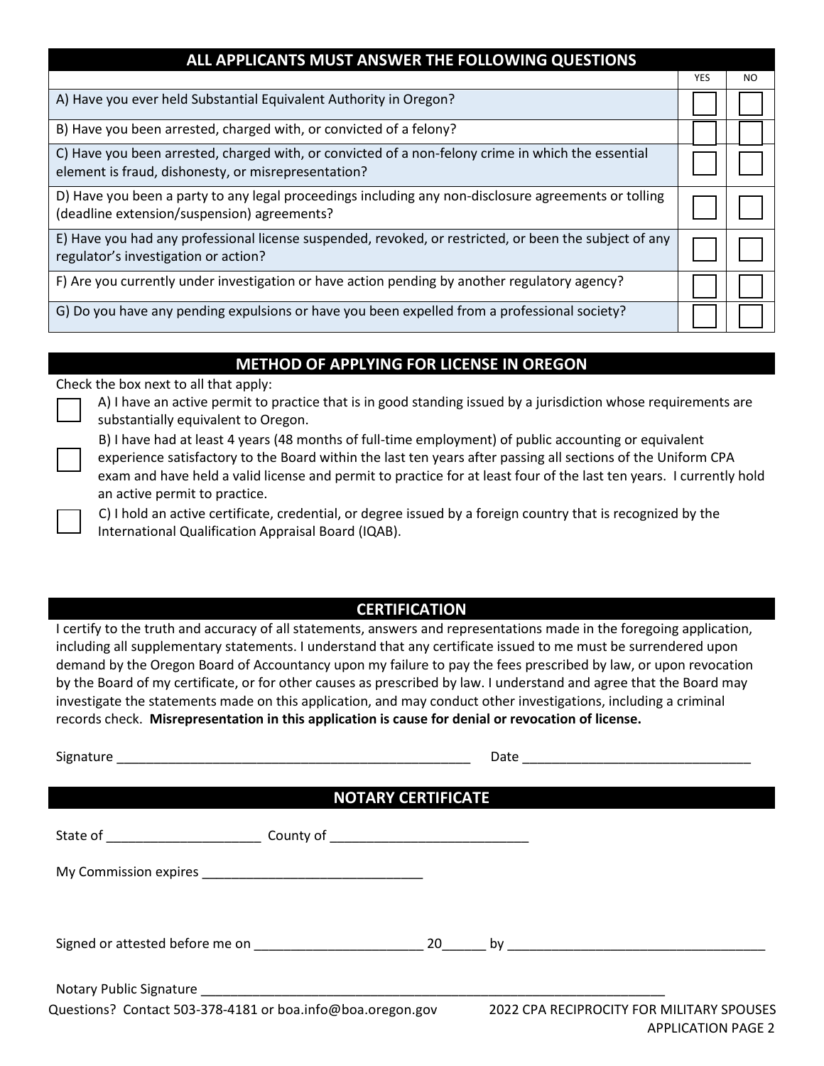## ALL APPLICANTS MUST ANSWER THE FOLLOWING QUESTIONS

| | YES | NO |
|---|---|---|
| A) Have you ever held Substantial Equivalent Authority in Oregon? | ☐ | ☐ |
| B) Have you been arrested, charged with, or convicted of a felony? | ☐ | ☐ |
| C) Have you been arrested, charged with, or convicted of a non-felony crime in which the essential element is fraud, dishonesty, or misrepresentation? | ☐ | ☐ |
| D) Have you been a party to any legal proceedings including any non-disclosure agreements or tolling (deadline extension/suspension) agreements? | ☐ | ☐ |
| E) Have you had any professional license suspended, revoked, or restricted, or been the subject of any regulator's investigation or action? | ☐ | ☐ |
| F) Are you currently under investigation or have action pending by another regulatory agency? | ☐ | ☐ |
| G) Do you have any pending expulsions or have you been expelled from a professional society? | ☐ | ☐ |

## METHOD OF APPLYING FOR LICENSE IN OREGON

Check the box next to all that apply:

☐ A) I have an active permit to practice that is in good standing issued by a jurisdiction whose requirements are substantially equivalent to Oregon.

☐ B) I have had at least 4 years (48 months of full-time employment) of public accounting or equivalent experience satisfactory to the Board within the last ten years after passing all sections of the Uniform CPA exam and have held a valid license and permit to practice for at least four of the last ten years. I currently hold an active permit to practice.

☐ C) I hold an active certificate, credential, or degree issued by a foreign country that is recognized by the International Qualification Appraisal Board (IQAB).

## CERTIFICATION

I certify to the truth and accuracy of all statements, answers and representations made in the foregoing application, including all supplementary statements. I understand that any certificate issued to me must be surrendered upon demand by the Oregon Board of Accountancy upon my failure to pay the fees prescribed by law, or upon revocation by the Board of my certificate, or for other causes as prescribed by law. I understand and agree that the Board may investigate the statements made on this application, and may conduct other investigations, including a criminal records check. **Misrepresentation in this application is cause for denial or revocation of license.**

Signature ____________________________________________ Date ______________________________

## NOTARY CERTIFICATE

State of ____________________ County of __________________________

My Commission expires ______________________________

Signed or attested before me on ______________________ 20______ by ___________________________________

Notary Public Signature ______________________________________________________________

Questions? Contact 503-378-4181 or boa.info@boa.oregon.gov

2022 CPA RECIPROCITY FOR MILITARY SPOUSES APPLICATION PAGE 2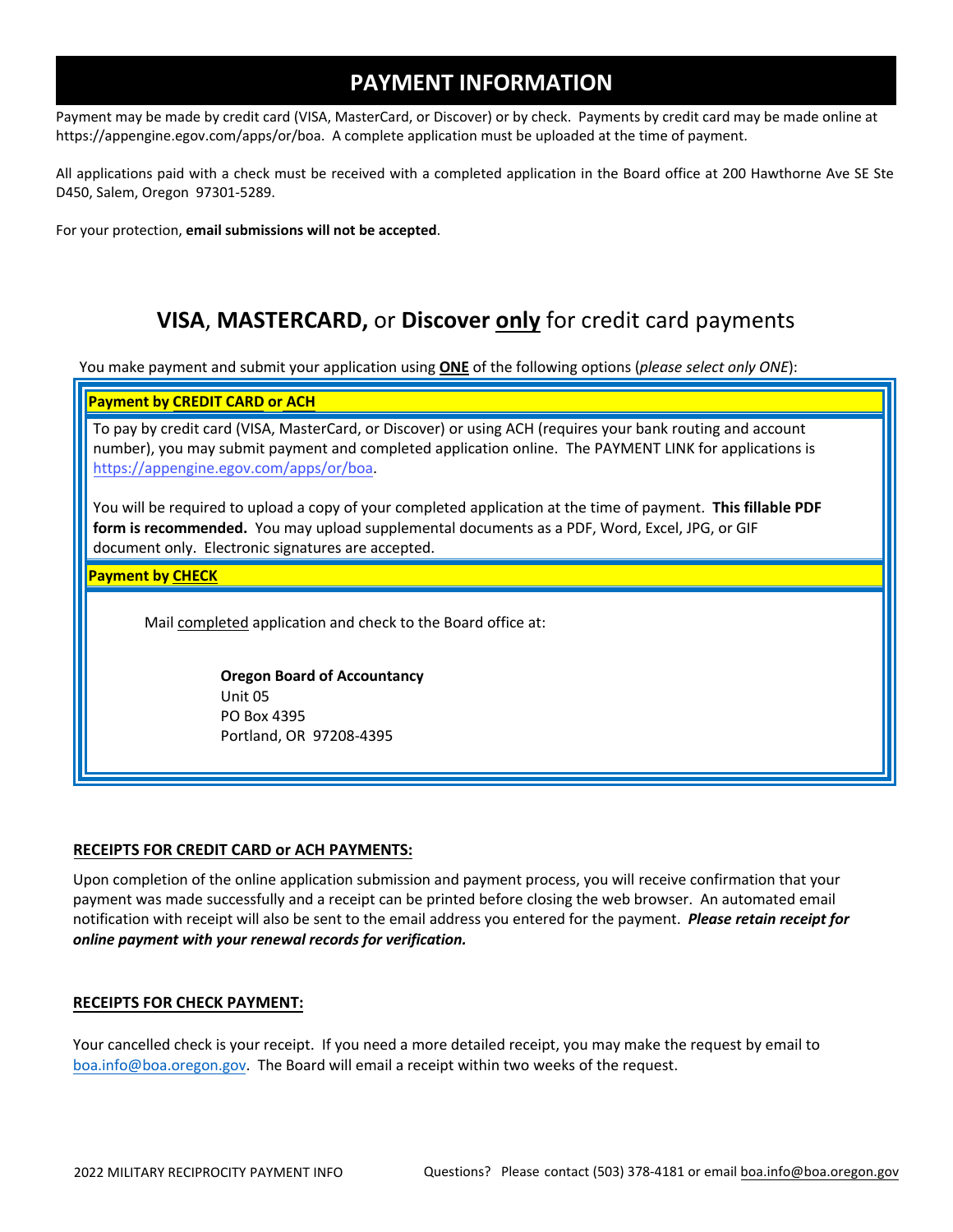# PAYMENT INFORMATION

Payment may be made by credit card (VISA, MasterCard, or Discover) or by check. Payments by credit card may be made online at https://appengine.egov.com/apps/or/boa. A complete application must be uploaded at the time of payment.

All applications paid with a check must be received with a completed application in the Board office at 200 Hawthorne Ave SE Ste D450, Salem, Oregon 97301-5289.

For your protection, **email submissions will not be accepted**.

## **VISA**, **MASTERCARD,** or **Discover only** for credit card payments

You make payment and submit your application using **ONE** of the following options (*please select only ONE*):

**Payment by CREDIT CARD or ACH**

To pay by credit card (VISA, MasterCard, or Discover) or using ACH (requires your bank routing and account number), you may submit payment and completed application online. The PAYMENT LINK for applications is https://appengine.egov.com/apps/or/boa.

You will be required to upload a copy of your completed application at the time of payment. **This fillable PDF form is recommended.** You may upload supplemental documents as a PDF, Word, Excel, JPG, or GIF document only. Electronic signatures are accepted.

**Payment by CHECK**

Mail completed application and check to the Board office at:

**Oregon Board of Accountancy**
Unit 05
PO Box 4395
Portland, OR 97208-4395

### RECEIPTS FOR CREDIT CARD or ACH PAYMENTS:

Upon completion of the online application submission and payment process, you will receive confirmation that your payment was made successfully and a receipt can be printed before closing the web browser. An automated email notification with receipt will also be sent to the email address you entered for the payment. ***Please retain receipt for online payment with your renewal records for verification.***

### RECEIPTS FOR CHECK PAYMENT:

Your cancelled check is your receipt. If you need a more detailed receipt, you may make the request by email to boa.info@boa.oregon.gov. The Board will email a receipt within two weeks of the request.

2022 MILITARY RECIPROCITY PAYMENT INFO     Questions? Please contact (503) 378-4181 or email boa.info@boa.oregon.gov